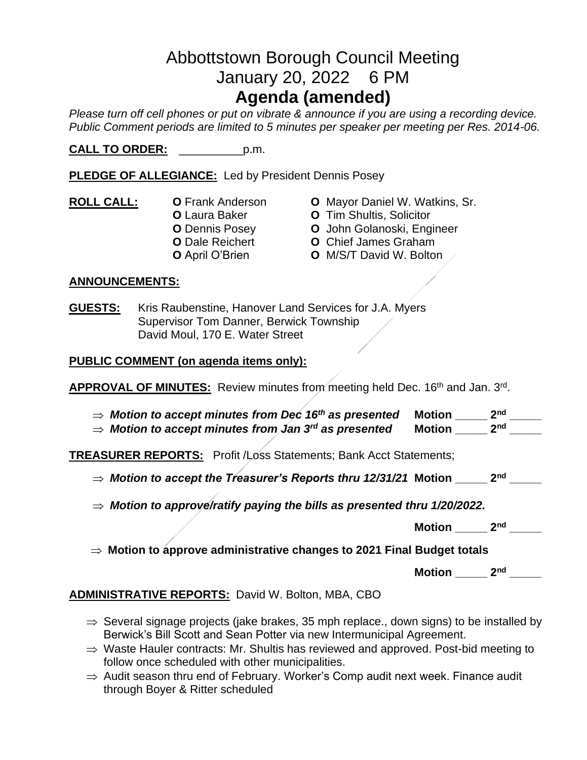# Abbottstown Borough Council Meeting
## January 20, 2022 6 PM
# Agenda (amended)

*Please turn off cell phones or put on vibrate & announce if you are using a recording device. Public Comment periods are limited to 5 minutes per speaker per meeting per Res. 2014-06.*

**CALL TO ORDER:** __________p.m.

**PLEDGE OF ALLEGIANCE:** Led by President Dennis Posey

**ROLL CALL:**

- **O** Frank Anderson
- **O** Laura Baker
- **O** Dennis Posey
- **O** Dale Reichert
- **O** April O'Brien
- **O** Mayor Daniel W. Watkins, Sr.
- **O** Tim Shultis, Solicitor
- **O** John Golanoski, Engineer
- **O** Chief James Graham
- **O** M/S/T David W. Bolton

**ANNOUNCEMENTS:**

**GUESTS:** Kris Raubenstine, Hanover Land Services for J.A. Myers
Supervisor Tom Danner, Berwick Township
David Moul, 170 E. Water Street

**PUBLIC COMMENT (on agenda items only):**

**APPROVAL OF MINUTES:** Review minutes from meeting held Dec. 16th and Jan. 3rd.

- ⇒ ***Motion to accept minutes from Dec 16th as presented*** **Motion _____ 2nd _____**
- ⇒ ***Motion to accept minutes from Jan 3rd as presented*** **Motion _____ 2nd _____**

**TREASURER REPORTS:** Profit /Loss Statements; Bank Acct Statements;

- ⇒ ***Motion to accept the Treasurer's Reports thru 12/31/21*** **Motion _____ 2nd _____**
- ⇒ ***Motion to approve/ratify paying the bills as presented thru 1/20/2022.***

  **Motion _____ 2nd _____**

- ⇒ **Motion to approve administrative changes to 2021 Final Budget totals**

  **Motion _____ 2nd _____**

**ADMINISTRATIVE REPORTS:** David W. Bolton, MBA, CBO

- ⇒ Several signage projects (jake brakes, 35 mph replace., down signs) to be installed by Berwick's Bill Scott and Sean Potter via new Intermunicipal Agreement.
- ⇒ Waste Hauler contracts: Mr. Shultis has reviewed and approved. Post-bid meeting to follow once scheduled with other municipalities.
- ⇒ Audit season thru end of February. Worker's Comp audit next week. Finance audit through Boyer & Ritter scheduled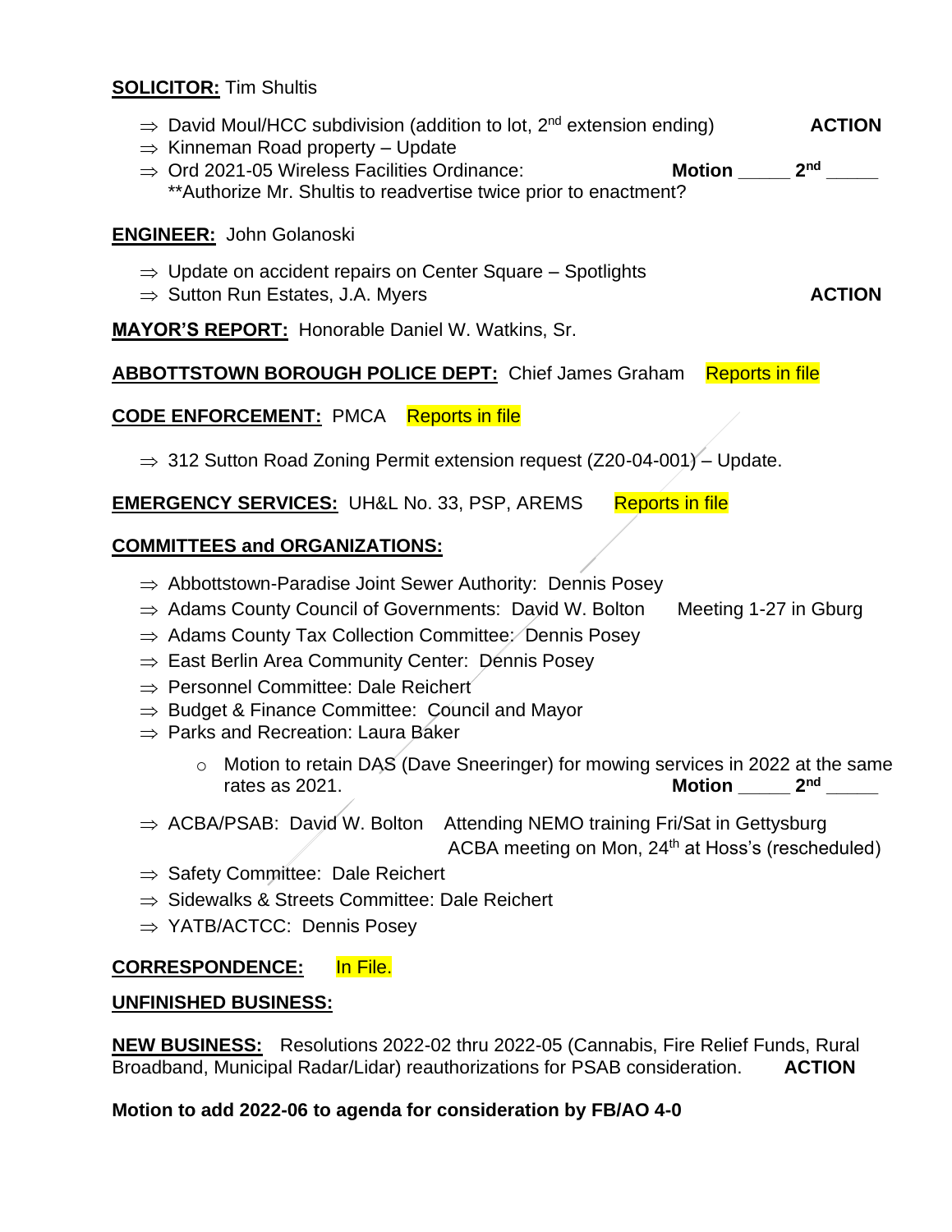**SOLICITOR:** Tim Shultis

- ⇒ David Moul/HCC subdivision (addition to lot, 2nd extension ending) **ACTION**
- ⇒ Kinneman Road property – Update
- ⇒ Ord 2021-05 Wireless Facilities Ordinance: **Motion _____ 2nd _____**
  **Authorize Mr. Shultis to readvertise twice prior to enactment?

**ENGINEER:** John Golanoski

- ⇒ Update on accident repairs on Center Square – Spotlights
- ⇒ Sutton Run Estates, J.A. Myers **ACTION**

**MAYOR'S REPORT:** Honorable Daniel W. Watkins, Sr.

**ABBOTTSTOWN BOROUGH POLICE DEPT:** Chief James Graham Reports in file

**CODE ENFORCEMENT:** PMCA Reports in file

- ⇒ 312 Sutton Road Zoning Permit extension request (Z20-04-001) – Update.

**EMERGENCY SERVICES:** UH&L No. 33, PSP, AREMS Reports in file

**COMMITTEES and ORGANIZATIONS:**

- ⇒ Abbottstown-Paradise Joint Sewer Authority: Dennis Posey
- ⇒ Adams County Council of Governments: David W. Bolton Meeting 1-27 in Gburg
- ⇒ Adams County Tax Collection Committee: Dennis Posey
- ⇒ East Berlin Area Community Center: Dennis Posey
- ⇒ Personnel Committee: Dale Reichert
- ⇒ Budget & Finance Committee: Council and Mayor
- ⇒ Parks and Recreation: Laura Baker
  - Motion to retain DAS (Dave Sneeringer) for mowing services in 2022 at the same rates as 2021. **Motion _____ 2nd _____**
- ⇒ ACBA/PSAB: David W. Bolton Attending NEMO training Fri/Sat in Gettysburg
  ACBA meeting on Mon, 24th at Hoss's (rescheduled)
- ⇒ Safety Committee: Dale Reichert
- ⇒ Sidewalks & Streets Committee: Dale Reichert
- ⇒ YATB/ACTCC: Dennis Posey

**CORRESPONDENCE:** In File.

**UNFINISHED BUSINESS:**

**NEW BUSINESS:** Resolutions 2022-02 thru 2022-05 (Cannabis, Fire Relief Funds, Rural Broadband, Municipal Radar/Lidar) reauthorizations for PSAB consideration. **ACTION**

**Motion to add 2022-06 to agenda for consideration by FB/AO 4-0**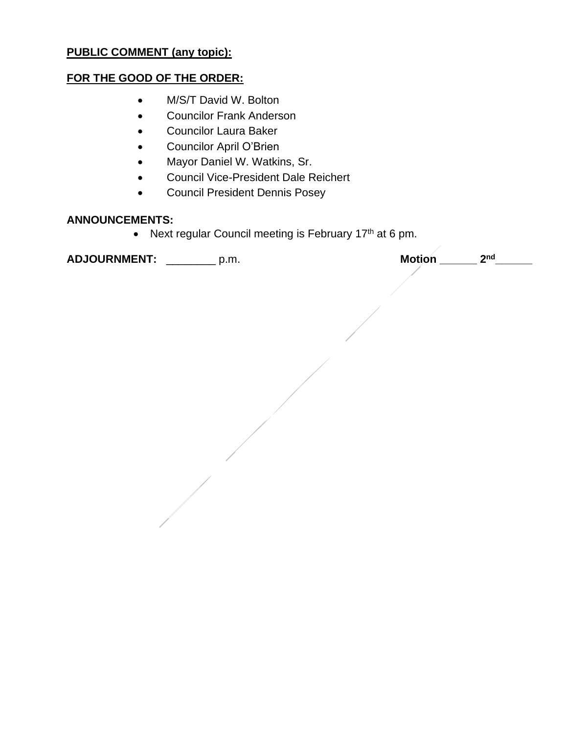**<u>PUBLIC COMMENT (any topic):</u>**

**<u>FOR THE GOOD OF THE ORDER:</u>**

- M/S/T David W. Bolton
- Councilor Frank Anderson
- Councilor Laura Baker
- Councilor April O'Brien
- Mayor Daniel W. Watkins, Sr.
- Council Vice-President Dale Reichert
- Council President Dennis Posey

**ANNOUNCEMENTS:**

- Next regular Council meeting is February 17th at 6 pm.

**ADJOURNMENT:** ________ p.m. **Motion** ______ **2nd**______